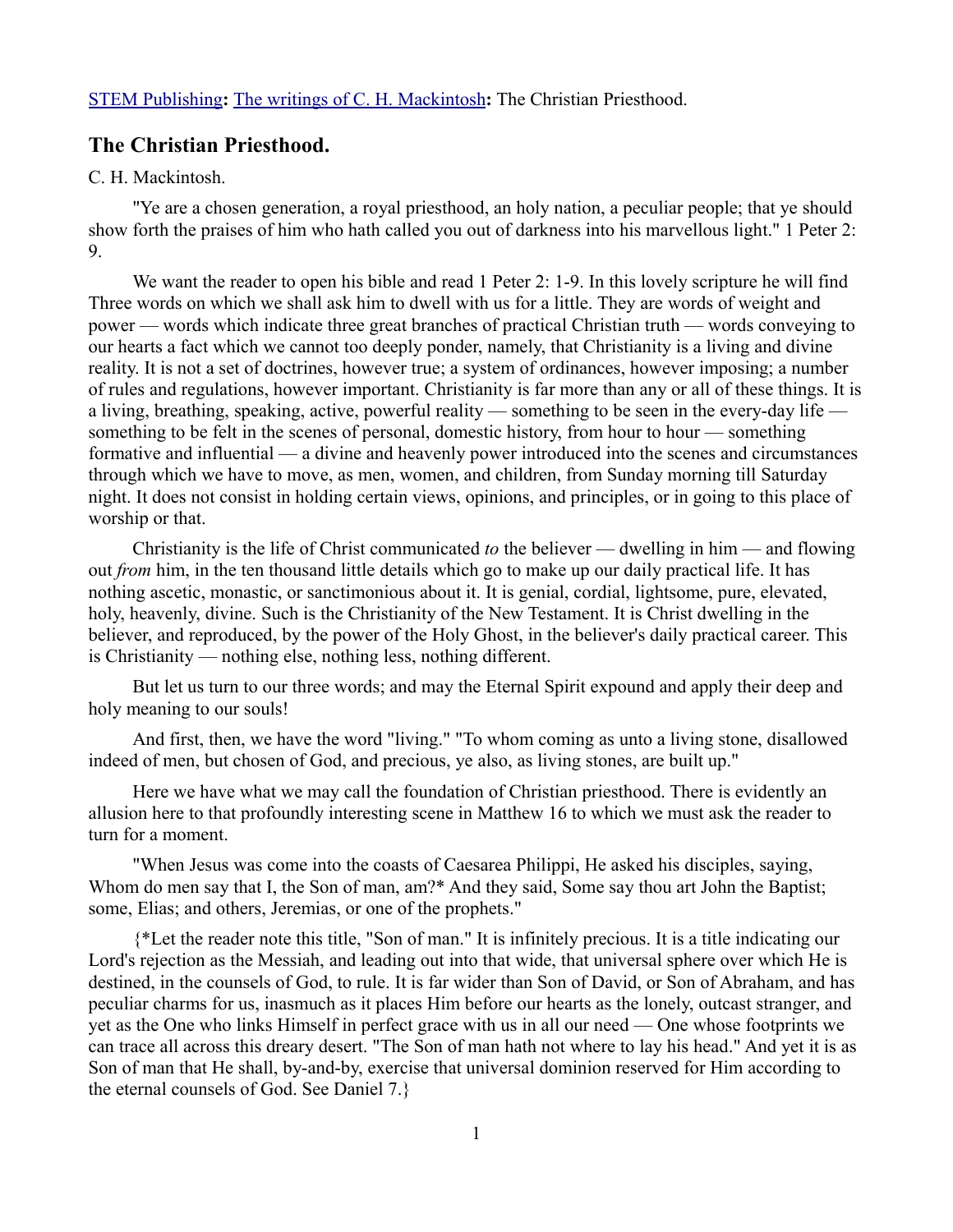STEM Publishing**:** The writings of C. H. Mackintosh**:** The Christian Priesthood.

## The Christian Priesthood.

C. H. Mackintosh.

"Ye are a chosen generation, a royal priesthood, an holy nation, a peculiar people; that ye should show forth the praises of him who hath called you out of darkness into his marvellous light." 1 Peter 2: 9.

We want the reader to open his bible and read 1 Peter 2: 1-9. In this lovely scripture he will find Three words on which we shall ask him to dwell with us for a little. They are words of weight and power — words which indicate three great branches of practical Christian truth — words conveying to our hearts a fact which we cannot too deeply ponder, namely, that Christianity is a living and divine reality. It is not a set of doctrines, however true; a system of ordinances, however imposing; a number of rules and regulations, however important. Christianity is far more than any or all of these things. It is a living, breathing, speaking, active, powerful reality — something to be seen in the every-day life — something to be felt in the scenes of personal, domestic history, from hour to hour — something formative and influential — a divine and heavenly power introduced into the scenes and circumstances through which we have to move, as men, women, and children, from Sunday morning till Saturday night. It does not consist in holding certain views, opinions, and principles, or in going to this place of worship or that.

Christianity is the life of Christ communicated *to* the believer — dwelling in him — and flowing out *from* him, in the ten thousand little details which go to make up our daily practical life. It has nothing ascetic, monastic, or sanctimonious about it. It is genial, cordial, lightsome, pure, elevated, holy, heavenly, divine. Such is the Christianity of the New Testament. It is Christ dwelling in the believer, and reproduced, by the power of the Holy Ghost, in the believer's daily practical career. This is Christianity — nothing else, nothing less, nothing different.

But let us turn to our three words; and may the Eternal Spirit expound and apply their deep and holy meaning to our souls!

And first, then, we have the word "living." "To whom coming as unto a living stone, disallowed indeed of men, but chosen of God, and precious, ye also, as living stones, are built up."

Here we have what we may call the foundation of Christian priesthood. There is evidently an allusion here to that profoundly interesting scene in Matthew 16 to which we must ask the reader to turn for a moment.

"When Jesus was come into the coasts of Caesarea Philippi, He asked his disciples, saying, Whom do men say that I, the Son of man, am?* And they said, Some say thou art John the Baptist; some, Elias; and others, Jeremias, or one of the prophets."

{*Let the reader note this title, "Son of man." It is infinitely precious. It is a title indicating our Lord's rejection as the Messiah, and leading out into that wide, that universal sphere over which He is destined, in the counsels of God, to rule. It is far wider than Son of David, or Son of Abraham, and has peculiar charms for us, inasmuch as it places Him before our hearts as the lonely, outcast stranger, and yet as the One who links Himself in perfect grace with us in all our need — One whose footprints we can trace all across this dreary desert. "The Son of man hath not where to lay his head." And yet it is as Son of man that He shall, by-and-by, exercise that universal dominion reserved for Him according to the eternal counsels of God. See Daniel 7.}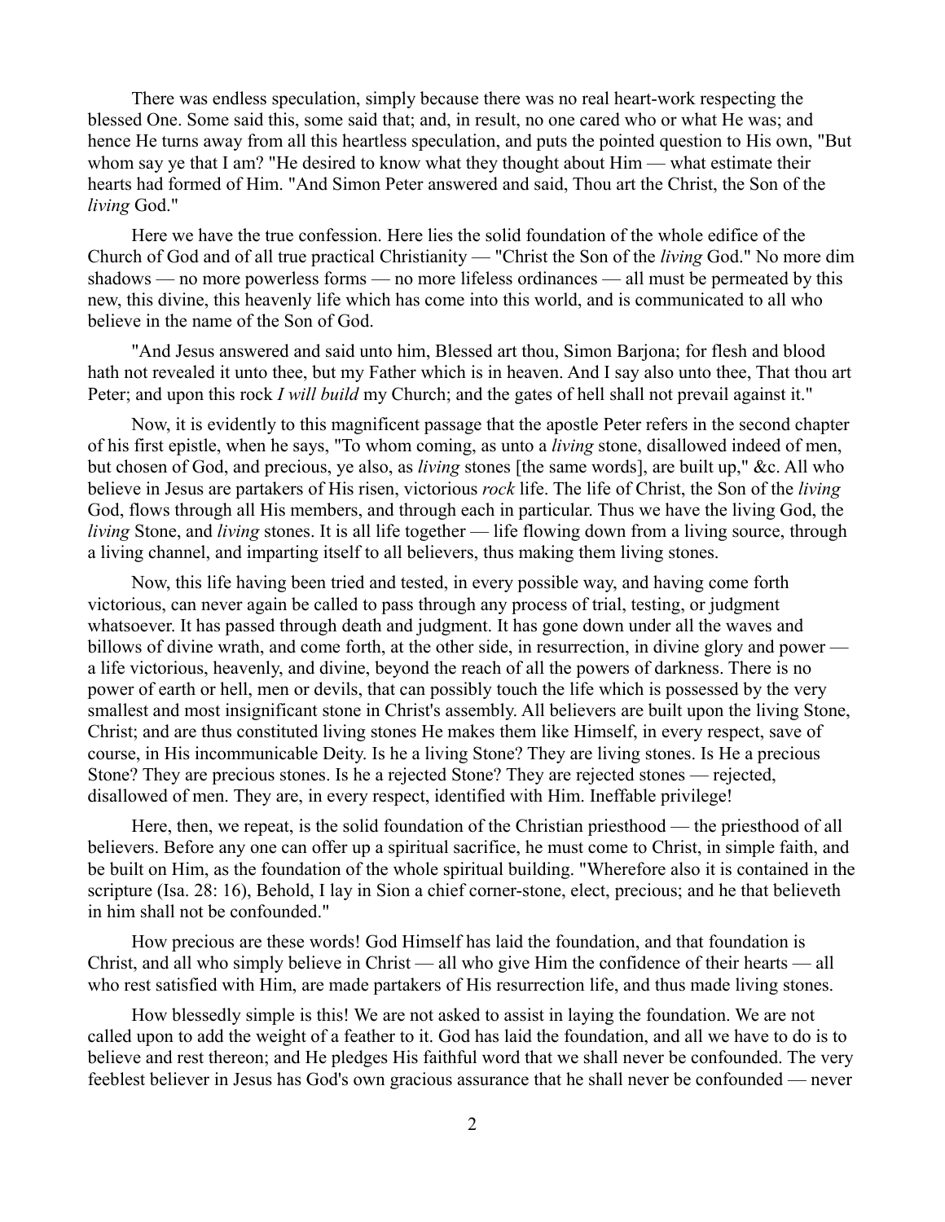There was endless speculation, simply because there was no real heart-work respecting the blessed One. Some said this, some said that; and, in result, no one cared who or what He was; and hence He turns away from all this heartless speculation, and puts the pointed question to His own, "But whom say ye that I am? "He desired to know what they thought about Him — what estimate their hearts had formed of Him. "And Simon Peter answered and said, Thou art the Christ, the Son of the *living* God."

Here we have the true confession. Here lies the solid foundation of the whole edifice of the Church of God and of all true practical Christianity — "Christ the Son of the *living* God." No more dim shadows — no more powerless forms — no more lifeless ordinances — all must be permeated by this new, this divine, this heavenly life which has come into this world, and is communicated to all who believe in the name of the Son of God.

"And Jesus answered and said unto him, Blessed art thou, Simon Barjona; for flesh and blood hath not revealed it unto thee, but my Father which is in heaven. And I say also unto thee, That thou art Peter; and upon this rock *I will build* my Church; and the gates of hell shall not prevail against it."

Now, it is evidently to this magnificent passage that the apostle Peter refers in the second chapter of his first epistle, when he says, "To whom coming, as unto a *living* stone, disallowed indeed of men, but chosen of God, and precious, ye also, as *living* stones [the same words], are built up," &c. All who believe in Jesus are partakers of His risen, victorious *rock* life. The life of Christ, the Son of the *living* God, flows through all His members, and through each in particular. Thus we have the living God, the *living* Stone, and *living* stones. It is all life together — life flowing down from a living source, through a living channel, and imparting itself to all believers, thus making them living stones.

Now, this life having been tried and tested, in every possible way, and having come forth victorious, can never again be called to pass through any process of trial, testing, or judgment whatsoever. It has passed through death and judgment. It has gone down under all the waves and billows of divine wrath, and come forth, at the other side, in resurrection, in divine glory and power — a life victorious, heavenly, and divine, beyond the reach of all the powers of darkness. There is no power of earth or hell, men or devils, that can possibly touch the life which is possessed by the very smallest and most insignificant stone in Christ's assembly. All believers are built upon the living Stone, Christ; and are thus constituted living stones He makes them like Himself, in every respect, save of course, in His incommunicable Deity. Is he a living Stone? They are living stones. Is He a precious Stone? They are precious stones. Is he a rejected Stone? They are rejected stones — rejected, disallowed of men. They are, in every respect, identified with Him. Ineffable privilege!

Here, then, we repeat, is the solid foundation of the Christian priesthood — the priesthood of all believers. Before any one can offer up a spiritual sacrifice, he must come to Christ, in simple faith, and be built on Him, as the foundation of the whole spiritual building. "Wherefore also it is contained in the scripture (Isa. 28: 16), Behold, I lay in Sion a chief corner-stone, elect, precious; and he that believeth in him shall not be confounded."

How precious are these words! God Himself has laid the foundation, and that foundation is Christ, and all who simply believe in Christ — all who give Him the confidence of their hearts — all who rest satisfied with Him, are made partakers of His resurrection life, and thus made living stones.

How blessedly simple is this! We are not asked to assist in laying the foundation. We are not called upon to add the weight of a feather to it. God has laid the foundation, and all we have to do is to believe and rest thereon; and He pledges His faithful word that we shall never be confounded. The very feeblest believer in Jesus has God's own gracious assurance that he shall never be confounded — never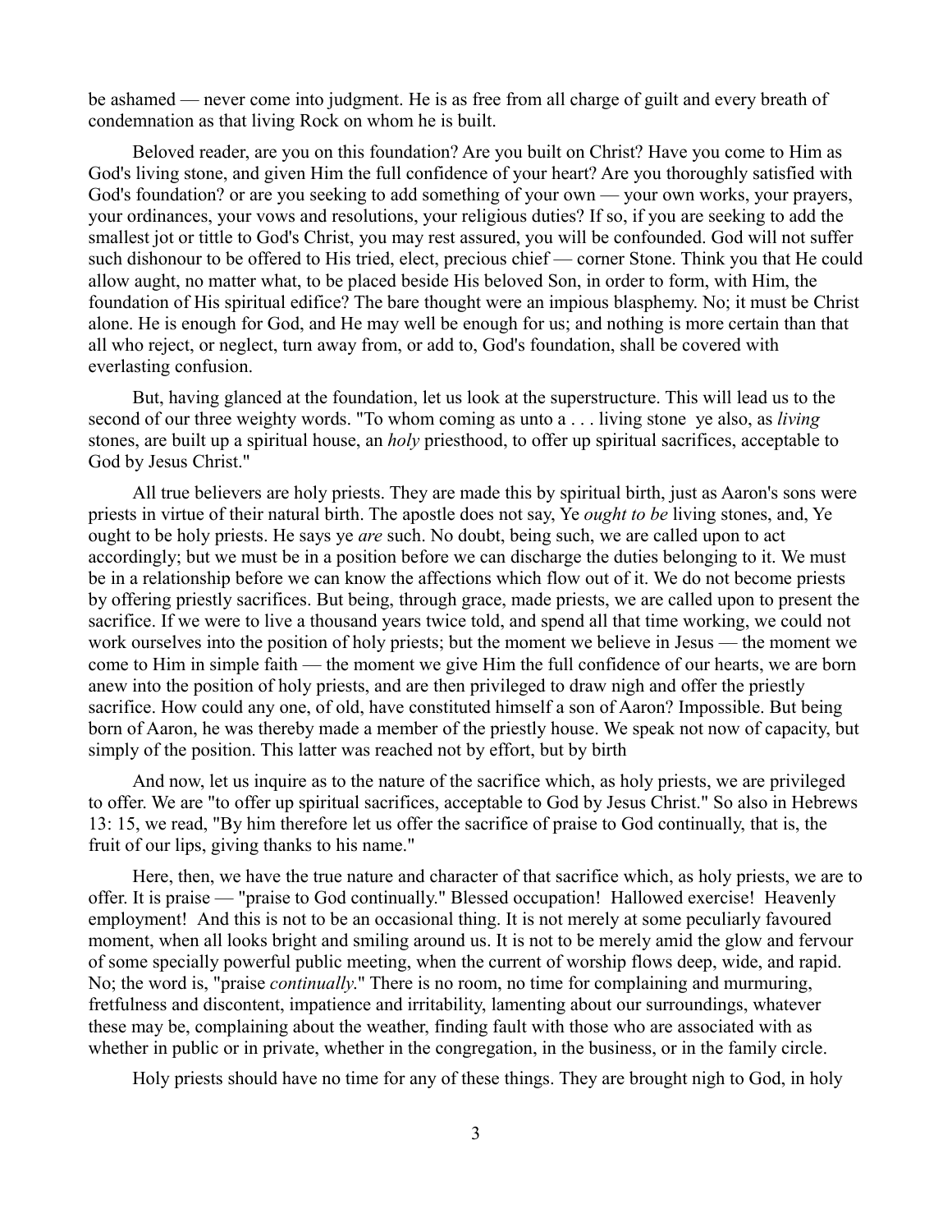be ashamed — never come into judgment. He is as free from all charge of guilt and every breath of condemnation as that living Rock on whom he is built.

Beloved reader, are you on this foundation? Are you built on Christ? Have you come to Him as God's living stone, and given Him the full confidence of your heart? Are you thoroughly satisfied with God's foundation? or are you seeking to add something of your own — your own works, your prayers, your ordinances, your vows and resolutions, your religious duties? If so, if you are seeking to add the smallest jot or tittle to God's Christ, you may rest assured, you will be confounded. God will not suffer such dishonour to be offered to His tried, elect, precious chief — corner Stone. Think you that He could allow aught, no matter what, to be placed beside His beloved Son, in order to form, with Him, the foundation of His spiritual edifice? The bare thought were an impious blasphemy. No; it must be Christ alone. He is enough for God, and He may well be enough for us; and nothing is more certain than that all who reject, or neglect, turn away from, or add to, God's foundation, shall be covered with everlasting confusion.

But, having glanced at the foundation, let us look at the superstructure. This will lead us to the second of our three weighty words. "To whom coming as unto a . . . living stone ye also, as *living* stones, are built up a spiritual house, an *holy* priesthood, to offer up spiritual sacrifices, acceptable to God by Jesus Christ."

All true believers are holy priests. They are made this by spiritual birth, just as Aaron's sons were priests in virtue of their natural birth. The apostle does not say, Ye *ought to be* living stones, and, Ye ought to be holy priests. He says ye *are* such. No doubt, being such, we are called upon to act accordingly; but we must be in a position before we can discharge the duties belonging to it. We must be in a relationship before we can know the affections which flow out of it. We do not become priests by offering priestly sacrifices. But being, through grace, made priests, we are called upon to present the sacrifice. If we were to live a thousand years twice told, and spend all that time working, we could not work ourselves into the position of holy priests; but the moment we believe in Jesus — the moment we come to Him in simple faith — the moment we give Him the full confidence of our hearts, we are born anew into the position of holy priests, and are then privileged to draw nigh and offer the priestly sacrifice. How could any one, of old, have constituted himself a son of Aaron? Impossible. But being born of Aaron, he was thereby made a member of the priestly house. We speak not now of capacity, but simply of the position. This latter was reached not by effort, but by birth

And now, let us inquire as to the nature of the sacrifice which, as holy priests, we are privileged to offer. We are "to offer up spiritual sacrifices, acceptable to God by Jesus Christ." So also in Hebrews 13: 15, we read, "By him therefore let us offer the sacrifice of praise to God continually, that is, the fruit of our lips, giving thanks to his name."

Here, then, we have the true nature and character of that sacrifice which, as holy priests, we are to offer. It is praise — "praise to God continually." Blessed occupation! Hallowed exercise! Heavenly employment! And this is not to be an occasional thing. It is not merely at some peculiarly favoured moment, when all looks bright and smiling around us. It is not to be merely amid the glow and fervour of some specially powerful public meeting, when the current of worship flows deep, wide, and rapid. No; the word is, "praise *continually*." There is no room, no time for complaining and murmuring, fretfulness and discontent, impatience and irritability, lamenting about our surroundings, whatever these may be, complaining about the weather, finding fault with those who are associated with as whether in public or in private, whether in the congregation, in the business, or in the family circle.

Holy priests should have no time for any of these things. They are brought nigh to God, in holy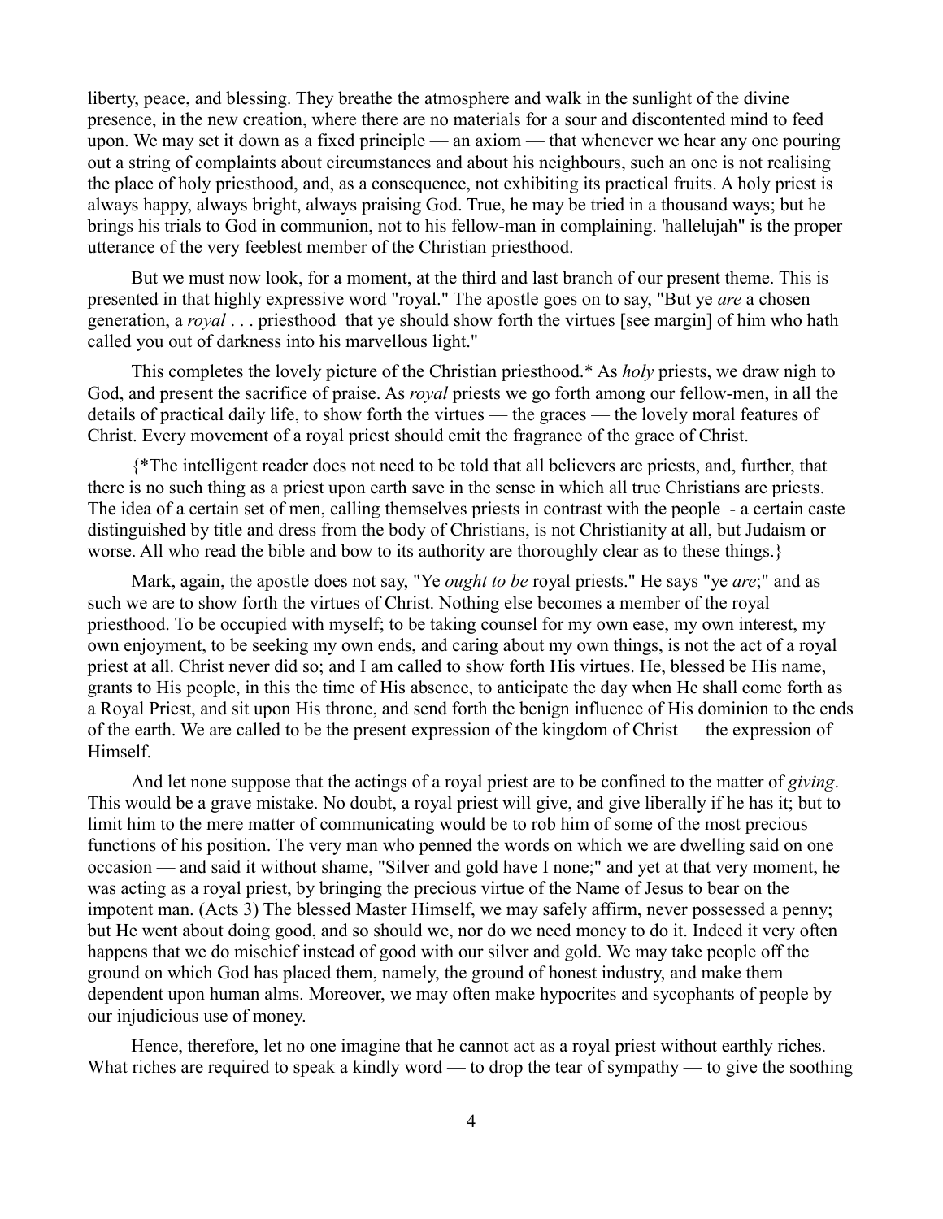liberty, peace, and blessing. They breathe the atmosphere and walk in the sunlight of the divine presence, in the new creation, where there are no materials for a sour and discontented mind to feed upon. We may set it down as a fixed principle — an axiom — that whenever we hear any one pouring out a string of complaints about circumstances and about his neighbours, such an one is not realising the place of holy priesthood, and, as a consequence, not exhibiting its practical fruits. A holy priest is always happy, always bright, always praising God. True, he may be tried in a thousand ways; but he brings his trials to God in communion, not to his fellow-man in complaining. 'hallelujah" is the proper utterance of the very feeblest member of the Christian priesthood.

But we must now look, for a moment, at the third and last branch of our present theme. This is presented in that highly expressive word "royal." The apostle goes on to say, "But ye *are* a chosen generation, a *royal* . . . priesthood that ye should show forth the virtues [see margin] of him who hath called you out of darkness into his marvellous light."

This completes the lovely picture of the Christian priesthood.* As *holy* priests, we draw nigh to God, and present the sacrifice of praise. As *royal* priests we go forth among our fellow-men, in all the details of practical daily life, to show forth the virtues — the graces — the lovely moral features of Christ. Every movement of a royal priest should emit the fragrance of the grace of Christ.

{*The intelligent reader does not need to be told that all believers are priests, and, further, that there is no such thing as a priest upon earth save in the sense in which all true Christians are priests. The idea of a certain set of men, calling themselves priests in contrast with the people - a certain caste distinguished by title and dress from the body of Christians, is not Christianity at all, but Judaism or worse. All who read the bible and bow to its authority are thoroughly clear as to these things.}

Mark, again, the apostle does not say, "Ye *ought to be* royal priests." He says "ye *are*;" and as such we are to show forth the virtues of Christ. Nothing else becomes a member of the royal priesthood. To be occupied with myself; to be taking counsel for my own ease, my own interest, my own enjoyment, to be seeking my own ends, and caring about my own things, is not the act of a royal priest at all. Christ never did so; and I am called to show forth His virtues. He, blessed be His name, grants to His people, in this the time of His absence, to anticipate the day when He shall come forth as a Royal Priest, and sit upon His throne, and send forth the benign influence of His dominion to the ends of the earth. We are called to be the present expression of the kingdom of Christ — the expression of Himself.

And let none suppose that the actings of a royal priest are to be confined to the matter of *giving*. This would be a grave mistake. No doubt, a royal priest will give, and give liberally if he has it; but to limit him to the mere matter of communicating would be to rob him of some of the most precious functions of his position. The very man who penned the words on which we are dwelling said on one occasion — and said it without shame, "Silver and gold have I none;" and yet at that very moment, he was acting as a royal priest, by bringing the precious virtue of the Name of Jesus to bear on the impotent man. (Acts 3) The blessed Master Himself, we may safely affirm, never possessed a penny; but He went about doing good, and so should we, nor do we need money to do it. Indeed it very often happens that we do mischief instead of good with our silver and gold. We may take people off the ground on which God has placed them, namely, the ground of honest industry, and make them dependent upon human alms. Moreover, we may often make hypocrites and sycophants of people by our injudicious use of money.

Hence, therefore, let no one imagine that he cannot act as a royal priest without earthly riches. What riches are required to speak a kindly word — to drop the tear of sympathy — to give the soothing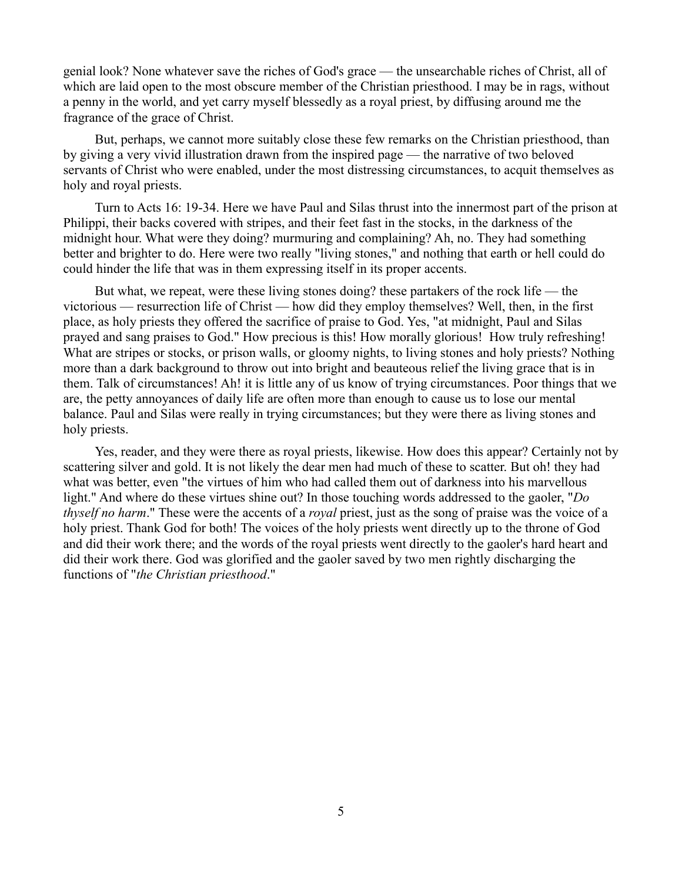genial look? None whatever save the riches of God's grace — the unsearchable riches of Christ, all of which are laid open to the most obscure member of the Christian priesthood. I may be in rags, without a penny in the world, and yet carry myself blessedly as a royal priest, by diffusing around me the fragrance of the grace of Christ.

But, perhaps, we cannot more suitably close these few remarks on the Christian priesthood, than by giving a very vivid illustration drawn from the inspired page — the narrative of two beloved servants of Christ who were enabled, under the most distressing circumstances, to acquit themselves as holy and royal priests.

Turn to Acts 16: 19-34. Here we have Paul and Silas thrust into the innermost part of the prison at Philippi, their backs covered with stripes, and their feet fast in the stocks, in the darkness of the midnight hour. What were they doing? murmuring and complaining? Ah, no. They had something better and brighter to do. Here were two really "living stones," and nothing that earth or hell could do could hinder the life that was in them expressing itself in its proper accents.

But what, we repeat, were these living stones doing? these partakers of the rock life — the victorious — resurrection life of Christ — how did they employ themselves? Well, then, in the first place, as holy priests they offered the sacrifice of praise to God. Yes, "at midnight, Paul and Silas prayed and sang praises to God." How precious is this! How morally glorious! How truly refreshing! What are stripes or stocks, or prison walls, or gloomy nights, to living stones and holy priests? Nothing more than a dark background to throw out into bright and beauteous relief the living grace that is in them. Talk of circumstances! Ah! it is little any of us know of trying circumstances. Poor things that we are, the petty annoyances of daily life are often more than enough to cause us to lose our mental balance. Paul and Silas were really in trying circumstances; but they were there as living stones and holy priests.

Yes, reader, and they were there as royal priests, likewise. How does this appear? Certainly not by scattering silver and gold. It is not likely the dear men had much of these to scatter. But oh! they had what was better, even "the virtues of him who had called them out of darkness into his marvellous light." And where do these virtues shine out? In those touching words addressed to the gaoler, "*Do thyself no harm*." These were the accents of a *royal* priest, just as the song of praise was the voice of a holy priest. Thank God for both! The voices of the holy priests went directly up to the throne of God and did their work there; and the words of the royal priests went directly to the gaoler's hard heart and did their work there. God was glorified and the gaoler saved by two men rightly discharging the functions of "*the Christian priesthood*."